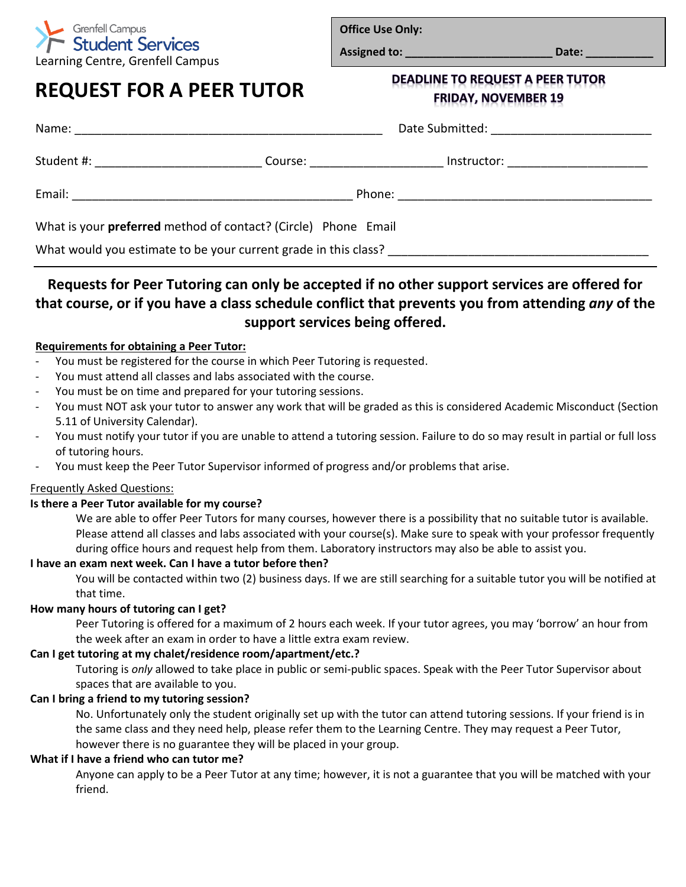Grenfell Campus
Student Services
Learning Centre, Grenfell Campus

**Office Use Only:**

**Assigned to:** ______________________ **Date:** __________

# REQUEST FOR A PEER TUTOR

**DEADLINE TO REQUEST A PEER TUTOR**
**FRIDAY, NOVEMBER 19**

Name: _____________________________________________ Date Submitted: ________________________

Student #: ________________________ Course: ___________________ Instructor: ____________________

Email: ________________________________________ Phone: ______________________________________

What is your **preferred** method of contact? (Circle) Phone Email

What would you estimate to be your current grade in this class? ______________________________________

---

**Requests for Peer Tutoring can only be accepted if no other support services are offered for that course, or if you have a class schedule conflict that prevents you from attending *any* of the support services being offered.**

**Requirements for obtaining a Peer Tutor:**

- You must be registered for the course in which Peer Tutoring is requested.
- You must attend all classes and labs associated with the course.
- You must be on time and prepared for your tutoring sessions.
- You must NOT ask your tutor to answer any work that will be graded as this is considered Academic Misconduct (Section 5.11 of University Calendar).
- You must notify your tutor if you are unable to attend a tutoring session. Failure to do so may result in partial or full loss of tutoring hours.
- You must keep the Peer Tutor Supervisor informed of progress and/or problems that arise.

Frequently Asked Questions:

**Is there a Peer Tutor available for my course?**

We are able to offer Peer Tutors for many courses, however there is a possibility that no suitable tutor is available. Please attend all classes and labs associated with your course(s). Make sure to speak with your professor frequently during office hours and request help from them. Laboratory instructors may also be able to assist you.

**I have an exam next week. Can I have a tutor before then?**

You will be contacted within two (2) business days. If we are still searching for a suitable tutor you will be notified at that time.

**How many hours of tutoring can I get?**

Peer Tutoring is offered for a maximum of 2 hours each week. If your tutor agrees, you may 'borrow' an hour from the week after an exam in order to have a little extra exam review.

**Can I get tutoring at my chalet/residence room/apartment/etc.?**

Tutoring is *only* allowed to take place in public or semi-public spaces. Speak with the Peer Tutor Supervisor about spaces that are available to you.

**Can I bring a friend to my tutoring session?**

No. Unfortunately only the student originally set up with the tutor can attend tutoring sessions. If your friend is in the same class and they need help, please refer them to the Learning Centre. They may request a Peer Tutor, however there is no guarantee they will be placed in your group.

**What if I have a friend who can tutor me?**

Anyone can apply to be a Peer Tutor at any time; however, it is not a guarantee that you will be matched with your friend.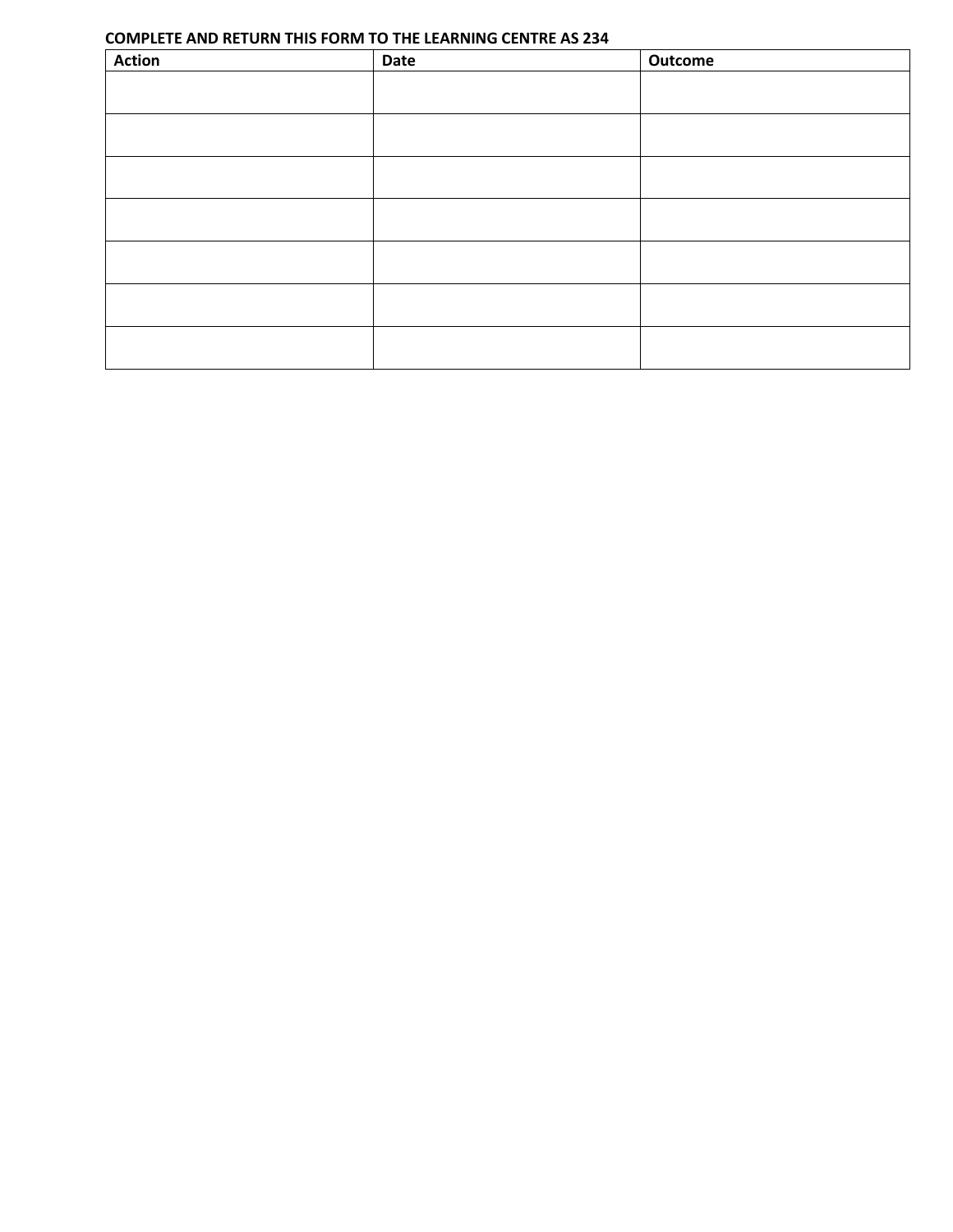**COMPLETE AND RETURN THIS FORM TO THE LEARNING CENTRE AS 234**

| Action | Date | Outcome |
|---|---|---|
| | | |
| | | |
| | | |
| | | |
| | | |
| | | |
| | | |